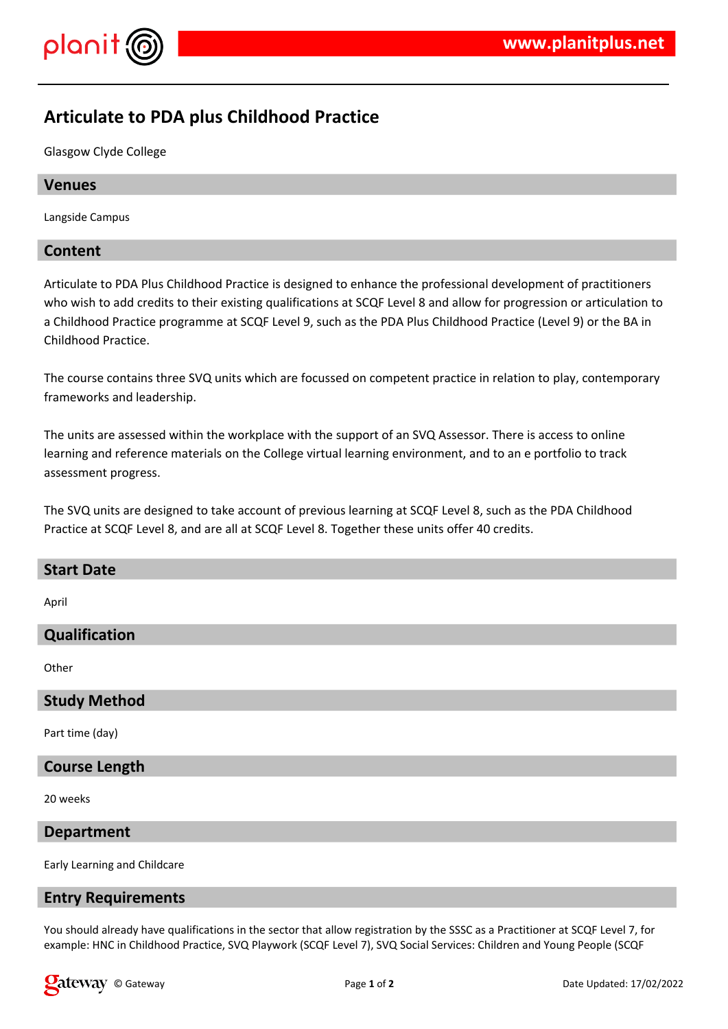# Articulate to PDA plus Childhood Practice

Glasgow Clyde College

## Venues

Langside Campus

## Content

Articulate to PDA Plus Childhood Practice is designed to enhance the professional development of practitioners who wish to add credits to their existing qualifications at SCQF Level 8 and allow for progression or articulation to a Childhood Practice programme at SCQF Level 9, such as the PDA Plus Childhood Practice (Level 9) or the BA in Childhood Practice.

The course contains three SVQ units which are focussed on competent practice in relation to play, contemporary frameworks and leadership.

The units are assessed within the workplace with the support of an SVQ Assessor. There is access to online learning and reference materials on the College virtual learning environment, and to an e portfolio to track assessment progress.

The SVQ units are designed to take account of previous learning at SCQF Level 8, such as the PDA Childhood Practice at SCQF Level 8, and are all at SCQF Level 8. Together these units offer 40 credits.

## Start Date

April

## Qualification

Other

## Study Method

Part time (day)

## Course Length

20 weeks

## Department

Early Learning and Childcare

## Entry Requirements

You should already have qualifications in the sector that allow registration by the SSSC as a Practitioner at SCQF Level 7, for example: HNC in Childhood Practice, SVQ Playwork (SCQF Level 7), SVQ Social Services: Children and Young People (SCQF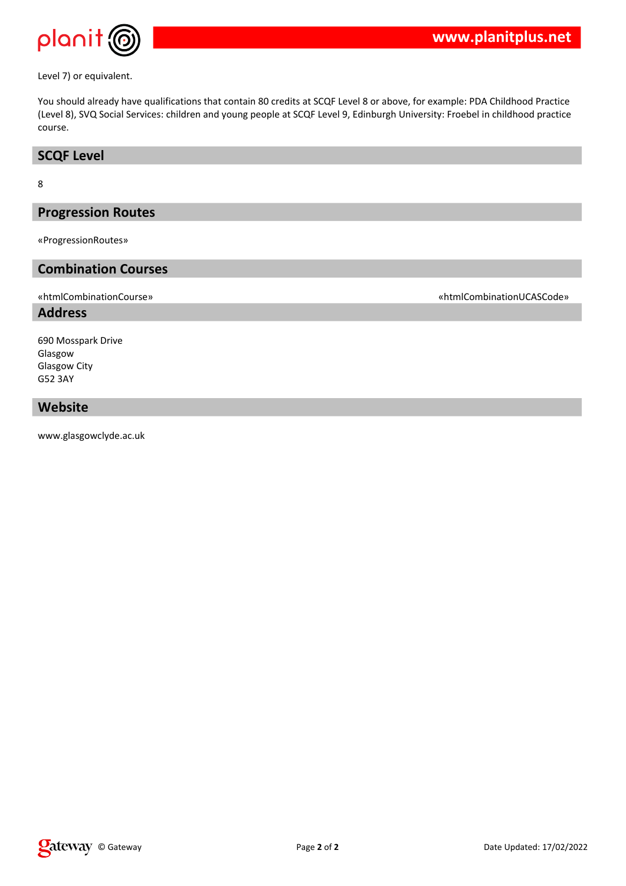Level 7) or equivalent.

You should already have qualifications that contain 80 credits at SCQF Level 8 or above, for example: PDA Childhood Practice (Level 8), SVQ Social Services: children and young people at SCQF Level 9, Edinburgh University: Froebel in childhood practice course.

## SCQF Level

8

## Progression Routes

«ProgressionRoutes»

## Combination Courses

«htmlCombinationCourse» «htmlCombinationUCASCode»

## Address

690 Mosspark Drive
Glasgow
Glasgow City
G52 3AY

## Website

www.glasgowclyde.ac.uk